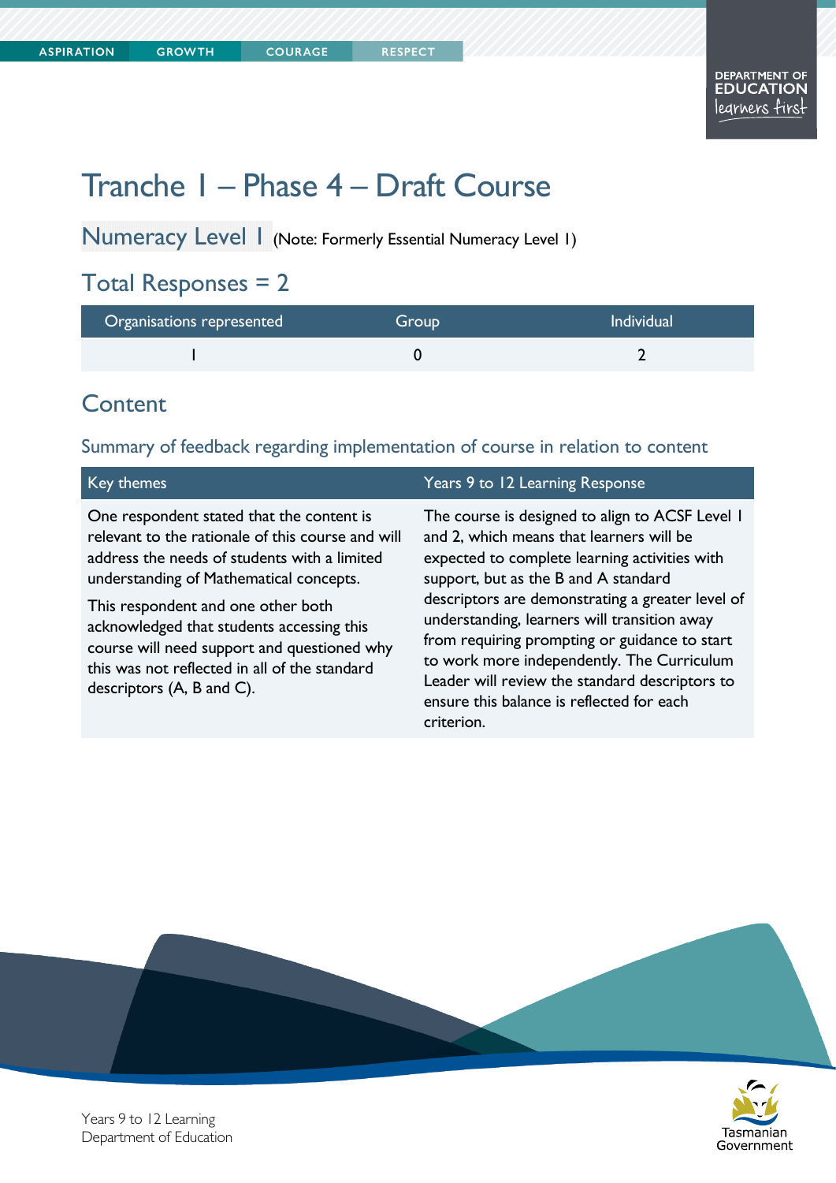# Tranche 1 – Phase 4 – Draft Course

## Numeracy Level 1 (Note: Formerly Essential Numeracy Level 1)

## Total Responses = 2

| Organisations represented | Group | Individual |
|---|---|---|
| 1 | 0 | 2 |

## Content

### Summary of feedback regarding implementation of course in relation to content

| Key themes | Years 9 to 12 Learning Response |
|---|---|
| One respondent stated that the content is relevant to the rationale of this course and will address the needs of students with a limited understanding of Mathematical concepts.<br><br>This respondent and one other both acknowledged that students accessing this course will need support and questioned why this was not reflected in all of the standard descriptors (A, B and C). | The course is designed to align to ACSF Level 1 and 2, which means that learners will be expected to complete learning activities with support, but as the B and A standard descriptors are demonstrating a greater level of understanding, learners will transition away from requiring prompting or guidance to start to work more independently. The Curriculum Leader will review the standard descriptors to ensure this balance is reflected for each criterion. |

Years 9 to 12 Learning
Department of Education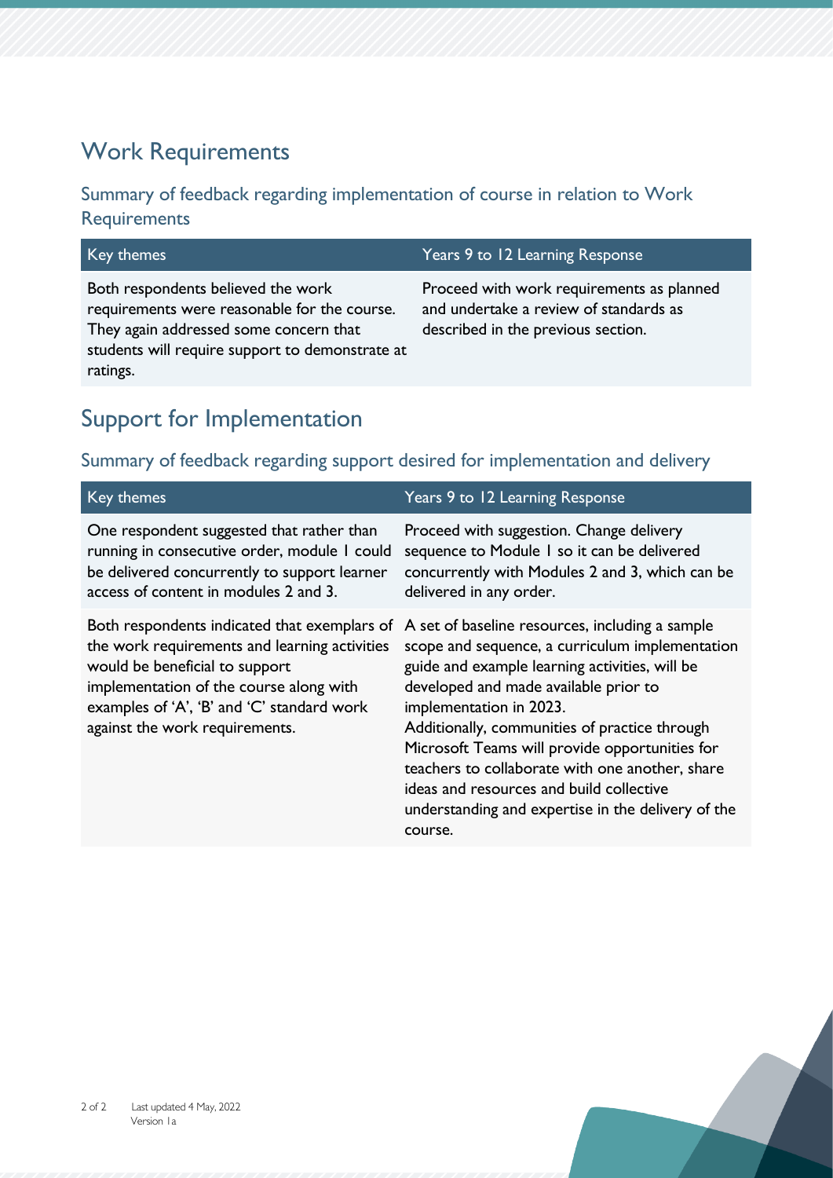## Work Requirements

### Summary of feedback regarding implementation of course in relation to Work Requirements

| Key themes | Years 9 to 12 Learning Response |
|---|---|
| Both respondents believed the work requirements were reasonable for the course. They again addressed some concern that students will require support to demonstrate at ratings. | Proceed with work requirements as planned and undertake a review of standards as described in the previous section. |

## Support for Implementation

### Summary of feedback regarding support desired for implementation and delivery

| Key themes | Years 9 to 12 Learning Response |
|---|---|
| One respondent suggested that rather than running in consecutive order, module 1 could be delivered concurrently to support learner access of content in modules 2 and 3. | Proceed with suggestion. Change delivery sequence to Module 1 so it can be delivered concurrently with Modules 2 and 3, which can be delivered in any order. |
| Both respondents indicated that exemplars of the work requirements and learning activities would be beneficial to support implementation of the course along with examples of 'A', 'B' and 'C' standard work against the work requirements. | A set of baseline resources, including a sample scope and sequence, a curriculum implementation guide and example learning activities, will be developed and made available prior to implementation in 2023. Additionally, communities of practice through Microsoft Teams will provide opportunities for teachers to collaborate with one another, share ideas and resources and build collective understanding and expertise in the delivery of the course. |

Last updated 4 May, 2022
Version 1a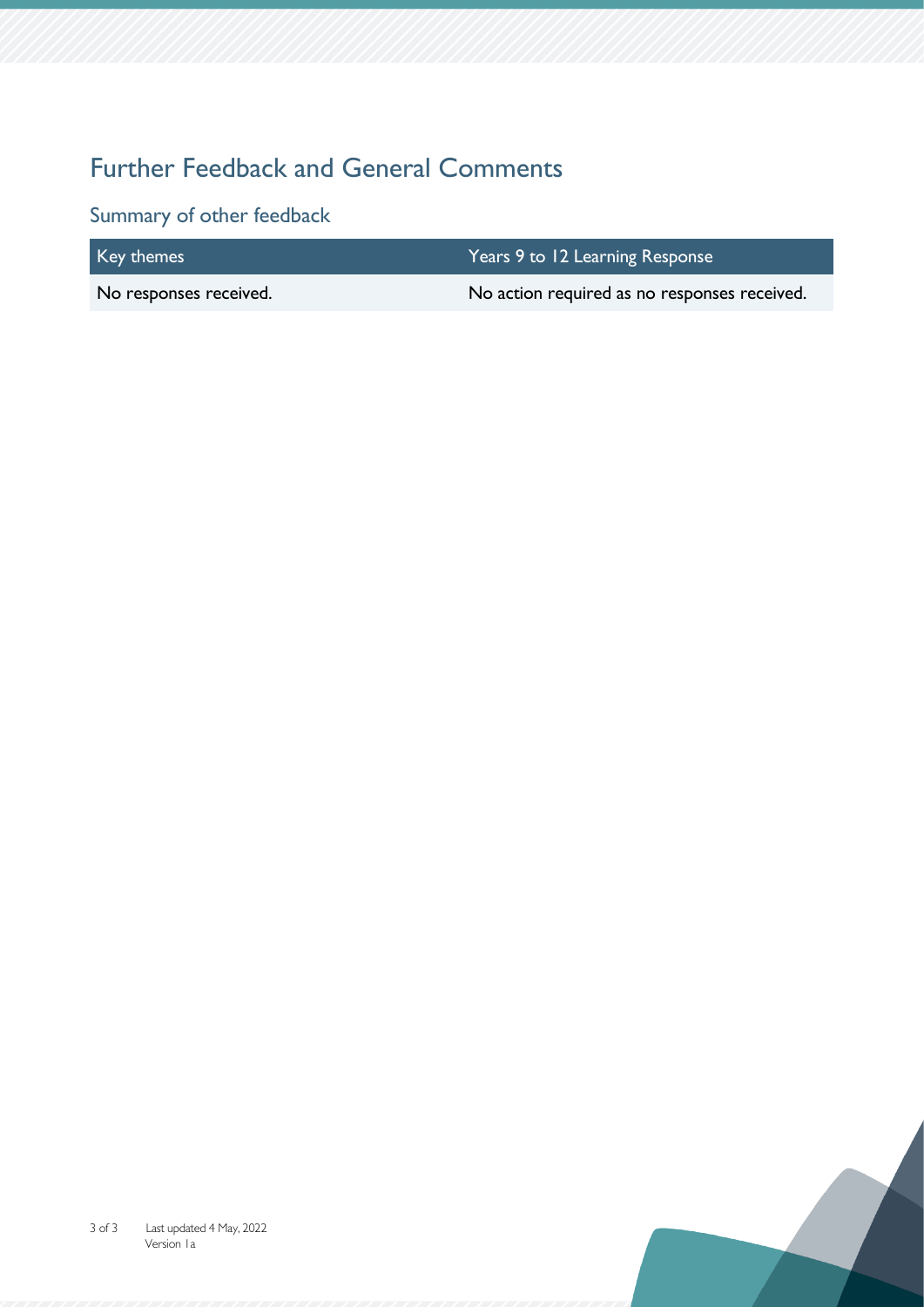## Further Feedback and General Comments

### Summary of other feedback

| Key themes | Years 9 to 12 Learning Response |
| --- | --- |
| No responses received. | No action required as no responses received. |